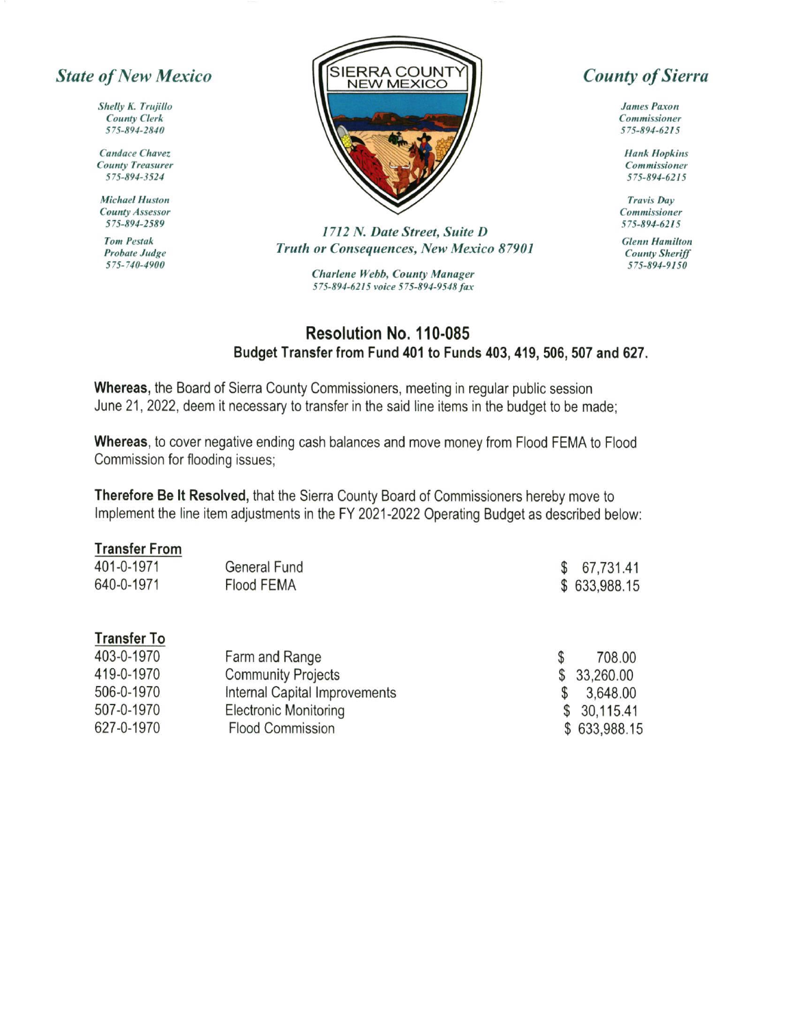*State of New Mexico*

*Shelly K. Trujillo*
*County Clerk*
*575-894-2840*

*Candace Chavez*
*County Treasurer*
*575-894-3524*

*Michael Huston*
*County Assessor*
*575-894-2589*

*Tom Pestak*
*Probate Judge*
*575-740-4900*

SIERRA COUNTY
NEW MEXICO

*1712 N. Date Street, Suite D*
*Truth or Consequences, New Mexico 87901*

*Charlene Webb, County Manager*
*575-894-6215 voice 575-894-9548 fax*

*County of Sierra*

*James Paxon*
*Commissioner*
*575-894-6215*

*Hank Hopkins*
*Commissioner*
*575-894-6215*

*Travis Day*
*Commissioner*
*575-894-6215*

*Glenn Hamilton*
*County Sheriff*
*575-894-9150*

## Resolution No. 110-085

### Budget Transfer from Fund 401 to Funds 403, 419, 506, 507 and 627.

**Whereas,** the Board of Sierra County Commissioners, meeting in regular public session June 21, 2022, deem it necessary to transfer in the said line items in the budget to be made;

**Whereas**, to cover negative ending cash balances and move money from Flood FEMA to Flood Commission for flooding issues;

**Therefore Be It Resolved,** that the Sierra County Board of Commissioners hereby move to Implement the line item adjustments in the FY 2021-2022 Operating Budget as described below:

**Transfer From**

| | | |
|---|---|---|
| 401-0-1971 | General Fund | $ 67,731.41 |
| 640-0-1971 | Flood FEMA | $ 633,988.15 |

**Transfer To**

| | | |
|---|---|---|
| 403-0-1970 | Farm and Range | $ 708.00 |
| 419-0-1970 | Community Projects | $ 33,260.00 |
| 506-0-1970 | Internal Capital Improvements | $ 3,648.00 |
| 507-0-1970 | Electronic Monitoring | $ 30,115.41 |
| 627-0-1970 | Flood Commission | $ 633,988.15 |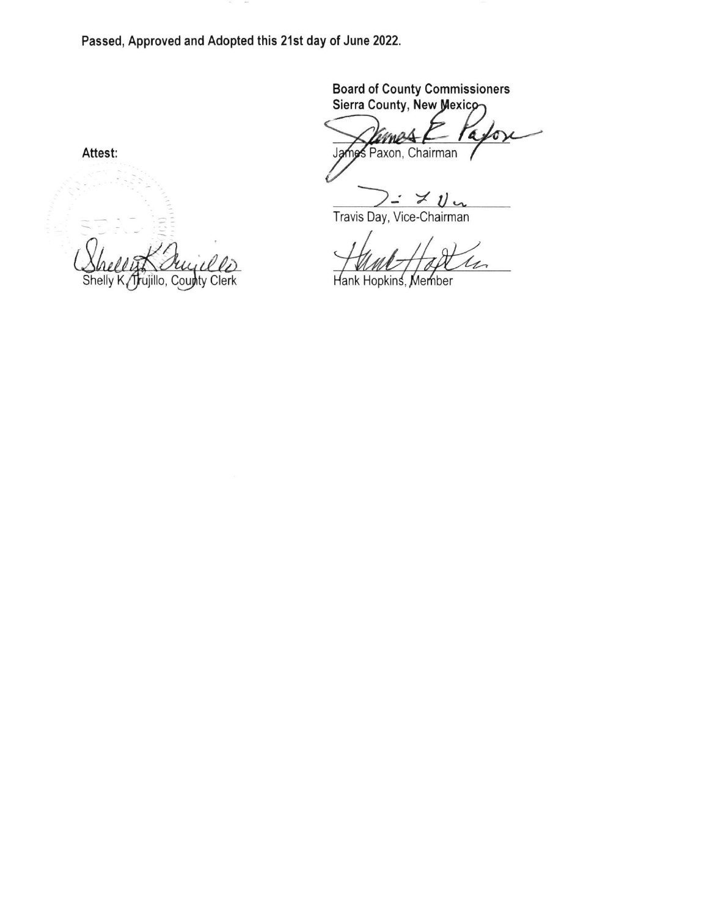**Passed, Approved and Adopted this 21st day of June 2022.**

**Board of County Commissioners**
**Sierra County, New Mexico**

James Paxon, Chairman

Travis Day, Vice-Chairman

Hank Hopkins, Member

**Attest:**

Shelly K. Trujillo, County Clerk